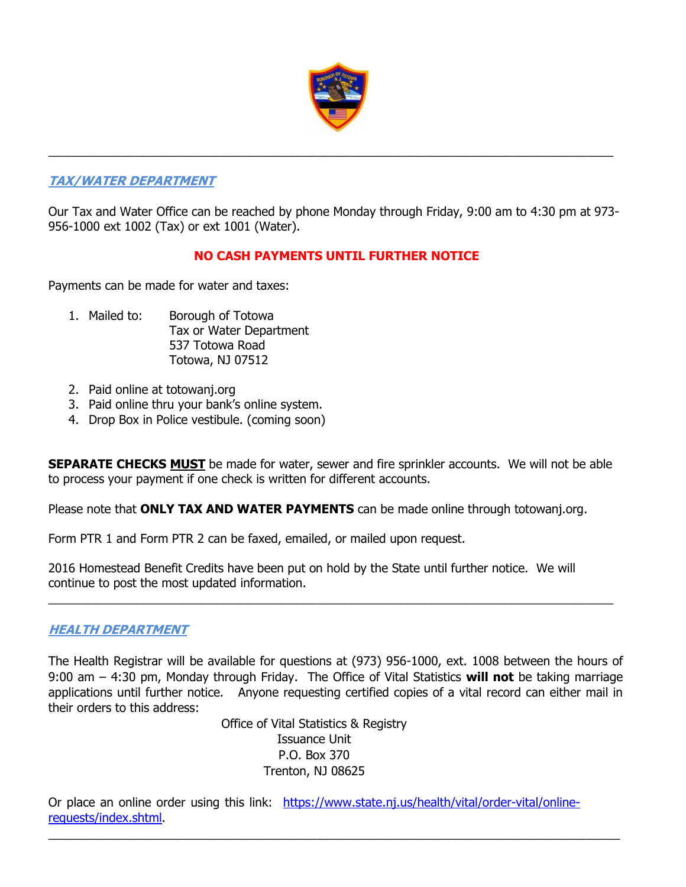---

## ***TAX/WATER DEPARTMENT***

Our Tax and Water Office can be reached by phone Monday through Friday, 9:00 am to 4:30 pm at 973-956-1000 ext 1002 (Tax) or ext 1001 (Water).

**NO CASH PAYMENTS UNTIL FURTHER NOTICE**

Payments can be made for water and taxes:

1. Mailed to: Borough of Totowa
   Tax or Water Department
   537 Totowa Road
   Totowa, NJ 07512
2. Paid online at totowanj.org
3. Paid online thru your bank's online system.
4. Drop Box in Police vestibule. (coming soon)

**SEPARATE CHECKS MUST** be made for water, sewer and fire sprinkler accounts. We will not be able to process your payment if one check is written for different accounts.

Please note that **ONLY TAX AND WATER PAYMENTS** can be made online through totowanj.org.

Form PTR 1 and Form PTR 2 can be faxed, emailed, or mailed upon request.

2016 Homestead Benefit Credits have been put on hold by the State until further notice. We will continue to post the most updated information.

---

## ***HEALTH DEPARTMENT***

The Health Registrar will be available for questions at (973) 956-1000, ext. 1008 between the hours of 9:00 am – 4:30 pm, Monday through Friday. The Office of Vital Statistics **will not** be taking marriage applications until further notice. Anyone requesting certified copies of a vital record can either mail in their orders to this address:

Office of Vital Statistics & Registry
Issuance Unit
P.O. Box 370
Trenton, NJ 08625

Or place an online order using this link: [https://www.state.nj.us/health/vital/order-vital/online-requests/index.shtml](https://www.state.nj.us/health/vital/order-vital/online-requests/index.shtml).

---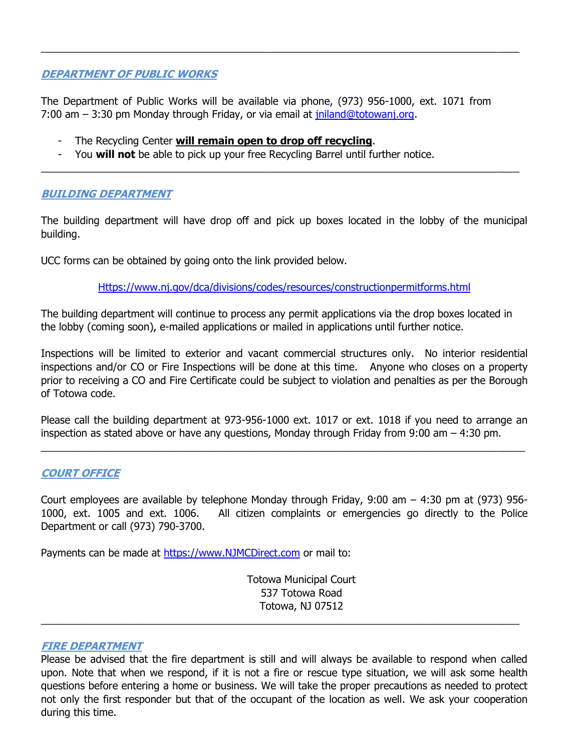---

## ***DEPARTMENT OF PUBLIC WORKS***

The Department of Public Works will be available via phone, (973) 956-1000, ext. 1071 from 7:00 am – 3:30 pm Monday through Friday, or via email at [jniland@totowanj.org](mailto:jniland@totowanj.org).

- The Recycling Center **will remain open to drop off recycling**.
- You **will not** be able to pick up your free Recycling Barrel until further notice.

---

## ***BUILDING DEPARTMENT***

The building department will have drop off and pick up boxes located in the lobby of the municipal building.

UCC forms can be obtained by going onto the link provided below.

[Https://www.nj.gov/dca/divisions/codes/resources/constructionpermitforms.html](Https://www.nj.gov/dca/divisions/codes/resources/constructionpermitforms.html)

The building department will continue to process any permit applications via the drop boxes located in the lobby (coming soon), e-mailed applications or mailed in applications until further notice.

Inspections will be limited to exterior and vacant commercial structures only. No interior residential inspections and/or CO or Fire Inspections will be done at this time. Anyone who closes on a property prior to receiving a CO and Fire Certificate could be subject to violation and penalties as per the Borough of Totowa code.

Please call the building department at 973-956-1000 ext. 1017 or ext. 1018 if you need to arrange an inspection as stated above or have any questions, Monday through Friday from 9:00 am – 4:30 pm.

---

## ***COURT OFFICE***

Court employees are available by telephone Monday through Friday, 9:00 am – 4:30 pm at (973) 956-1000, ext. 1005 and ext. 1006. All citizen complaints or emergencies go directly to the Police Department or call (973) 790-3700.

Payments can be made at [https://www.NJMCDirect.com](https://www.NJMCDirect.com) or mail to:

Totowa Municipal Court
537 Totowa Road
Totowa, NJ 07512

---

## ***FIRE DEPARTMENT***

Please be advised that the fire department is still and will always be available to respond when called upon. Note that when we respond, if it is not a fire or rescue type situation, we will ask some health questions before entering a home or business. We will take the proper precautions as needed to protect not only the first responder but that of the occupant of the location as well. We ask your cooperation during this time.